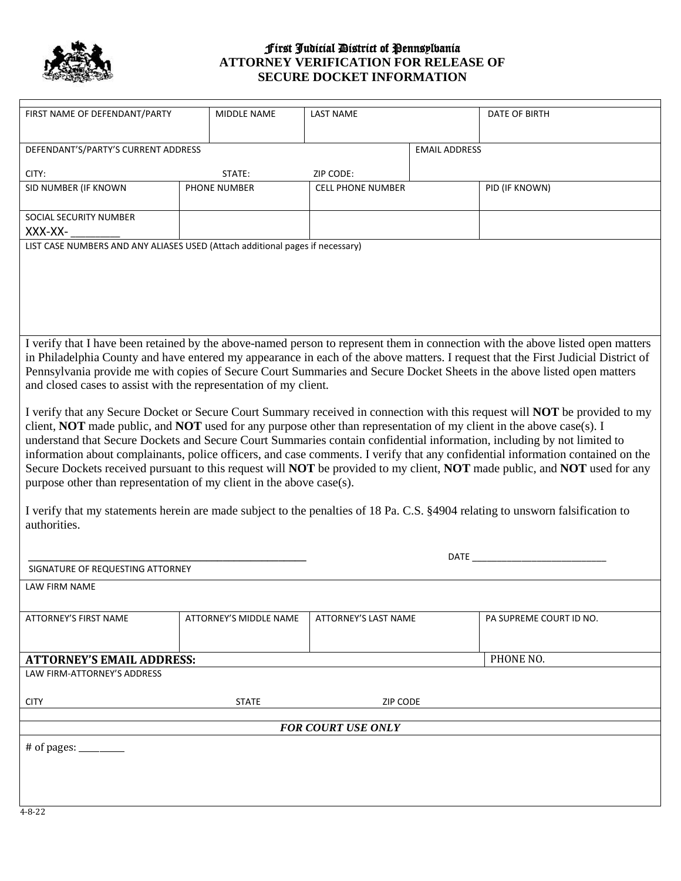# First Judicial District of Pennsylvania

## ATTORNEY VERIFICATION FOR RELEASE OF SECURE DOCKET INFORMATION

| FIRST NAME OF DEFENDANT/PARTY | MIDDLE NAME | LAST NAME | DATE OF BIRTH |
|---|---|---|---|
| | | | |

| DEFENDANT'S/PARTY'S CURRENT ADDRESS | EMAIL ADDRESS |
|---|---|
| CITY: STATE: ZIP CODE: | |

| SID NUMBER (IF KNOWN | PHONE NUMBER | CELL PHONE NUMBER | PID (IF KNOWN) |
|---|---|---|---|
| SOCIAL SECURITY NUMBER XXX-XX- ________ | | | |

LIST CASE NUMBERS AND ANY ALIASES USED (Attach additional pages if necessary)

I verify that I have been retained by the above-named person to represent them in connection with the above listed open matters in Philadelphia County and have entered my appearance in each of the above matters. I request that the First Judicial District of Pennsylvania provide me with copies of Secure Court Summaries and Secure Docket Sheets in the above listed open matters and closed cases to assist with the representation of my client.

I verify that any Secure Docket or Secure Court Summary received in connection with this request will **NOT** be provided to my client, **NOT** made public, and **NOT** used for any purpose other than representation of my client in the above case(s). I understand that Secure Dockets and Secure Court Summaries contain confidential information, including by not limited to information about complainants, police officers, and case comments. I verify that any confidential information contained on the Secure Dockets received pursuant to this request will **NOT** be provided to my client, **NOT** made public, and **NOT** used for any purpose other than representation of my client in the above case(s).

I verify that my statements herein are made subject to the penalties of 18 Pa. C.S. §4904 relating to unsworn falsification to authorities.

______________________________________________ DATE ______________________

SIGNATURE OF REQUESTING ATTORNEY

| LAW FIRM NAME | | | |
|---|---|---|---|
| **ATTORNEY'S FIRST NAME** | **ATTORNEY'S MIDDLE NAME** | **ATTORNEY'S LAST NAME** | **PA SUPREME COURT ID NO.** |
| | | | |
| **ATTORNEY'S EMAIL ADDRESS:** | | | PHONE NO. |
| LAW FIRM-ATTORNEY'S ADDRESS | | | |
| CITY | STATE | ZIP CODE | |

***FOR COURT USE ONLY***

\# of pages: ________

4-8-22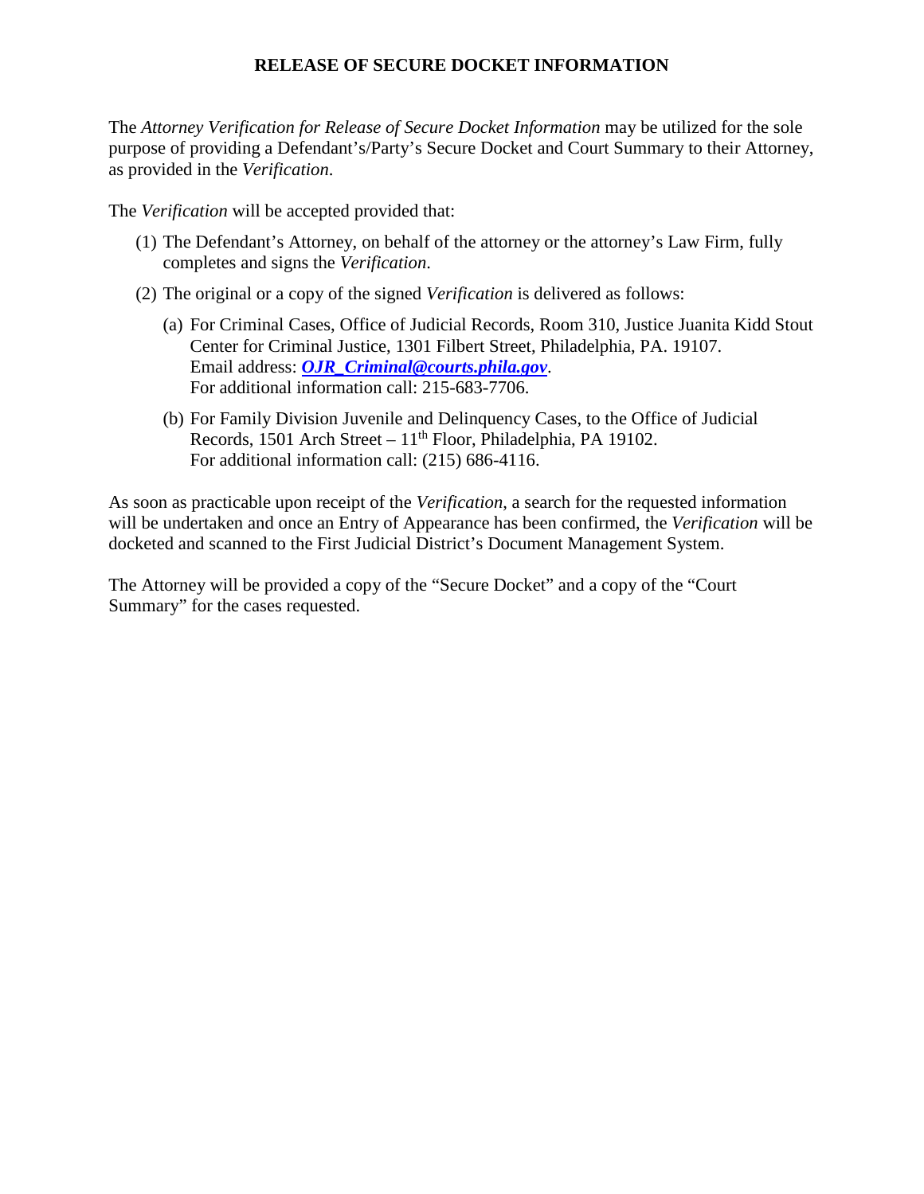## RELEASE OF SECURE DOCKET INFORMATION

The *Attorney Verification for Release of Secure Docket Information* may be utilized for the sole purpose of providing a Defendant's/Party's Secure Docket and Court Summary to their Attorney, as provided in the *Verification*.

The *Verification* will be accepted provided that:

(1) The Defendant's Attorney, on behalf of the attorney or the attorney's Law Firm, fully completes and signs the *Verification*.

(2) The original or a copy of the signed *Verification* is delivered as follows:

   (a) For Criminal Cases, Office of Judicial Records, Room 310, Justice Juanita Kidd Stout Center for Criminal Justice, 1301 Filbert Street, Philadelphia, PA. 19107.
   Email address: ***OJR_Criminal@courts.phila.gov***.
   For additional information call: 215-683-7706.

   (b) For Family Division Juvenile and Delinquency Cases, to the Office of Judicial Records, 1501 Arch Street – 11th Floor, Philadelphia, PA 19102.
   For additional information call: (215) 686-4116.

As soon as practicable upon receipt of the *Verification*, a search for the requested information will be undertaken and once an Entry of Appearance has been confirmed, the *Verification* will be docketed and scanned to the First Judicial District's Document Management System.

The Attorney will be provided a copy of the "Secure Docket" and a copy of the "Court Summary" for the cases requested.